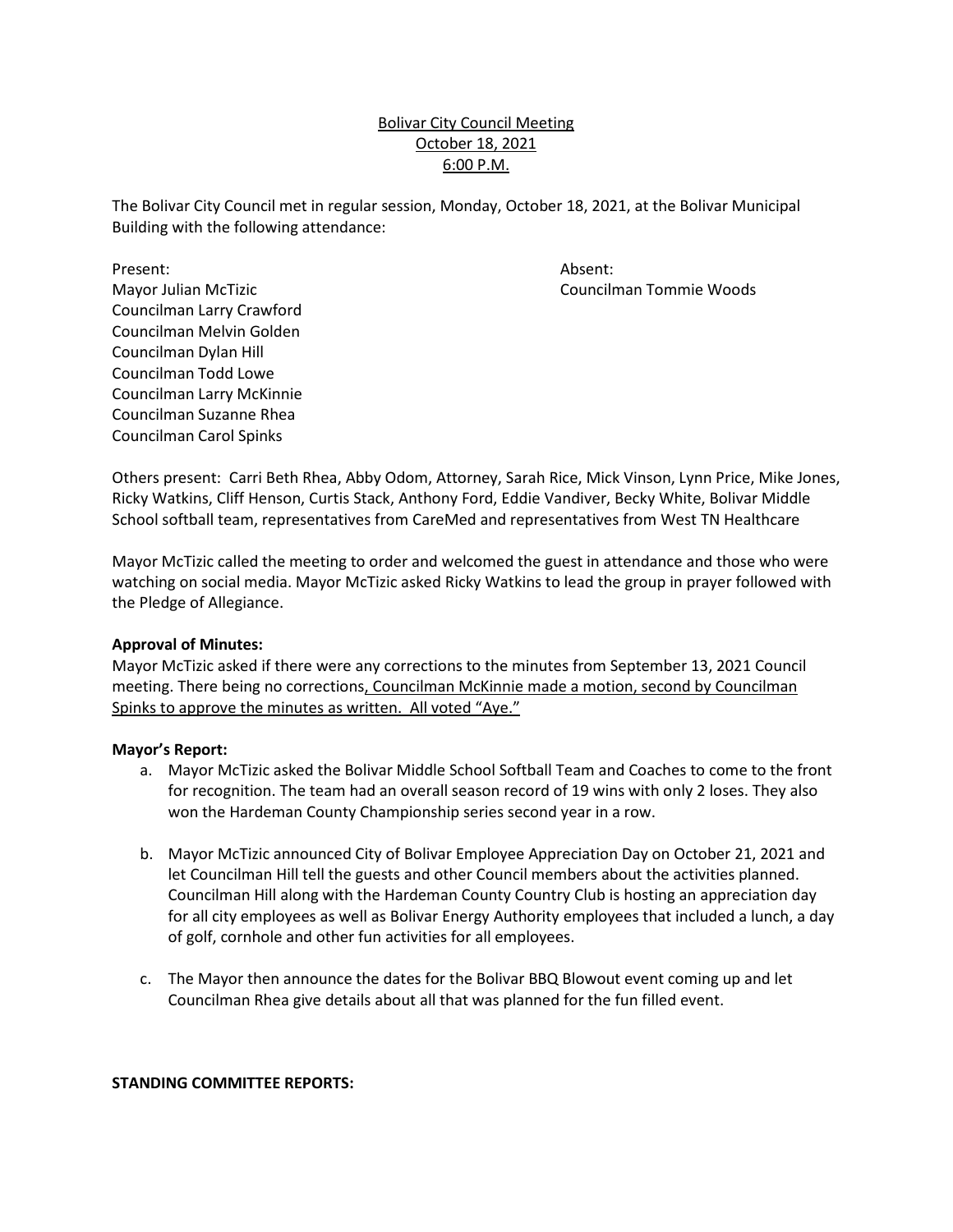Bolivar City Council Meeting
October 18, 2021
6:00 P.M.

The Bolivar City Council met in regular session, Monday, October 18, 2021, at the Bolivar Municipal Building with the following attendance:

Present:
Mayor Julian McTizic
Councilman Larry Crawford
Councilman Melvin Golden
Councilman Dylan Hill
Councilman Todd Lowe
Councilman Larry McKinnie
Councilman Suzanne Rhea
Councilman Carol Spinks

Absent:
Councilman Tommie Woods

Others present: Carri Beth Rhea, Abby Odom, Attorney, Sarah Rice, Mick Vinson, Lynn Price, Mike Jones, Ricky Watkins, Cliff Henson, Curtis Stack, Anthony Ford, Eddie Vandiver, Becky White, Bolivar Middle School softball team, representatives from CareMed and representatives from West TN Healthcare

Mayor McTizic called the meeting to order and welcomed the guest in attendance and those who were watching on social media. Mayor McTizic asked Ricky Watkins to lead the group in prayer followed with the Pledge of Allegiance.

**Approval of Minutes:**
Mayor McTizic asked if there were any corrections to the minutes from September 13, 2021 Council meeting. There being no corrections, Councilman McKinnie made a motion, second by Councilman Spinks to approve the minutes as written. All voted "Aye."

**Mayor's Report:**

a. Mayor McTizic asked the Bolivar Middle School Softball Team and Coaches to come to the front for recognition. The team had an overall season record of 19 wins with only 2 loses. They also won the Hardeman County Championship series second year in a row.

b. Mayor McTizic announced City of Bolivar Employee Appreciation Day on October 21, 2021 and let Councilman Hill tell the guests and other Council members about the activities planned. Councilman Hill along with the Hardeman County Country Club is hosting an appreciation day for all city employees as well as Bolivar Energy Authority employees that included a lunch, a day of golf, cornhole and other fun activities for all employees.

c. The Mayor then announce the dates for the Bolivar BBQ Blowout event coming up and let Councilman Rhea give details about all that was planned for the fun filled event.

**STANDING COMMITTEE REPORTS:**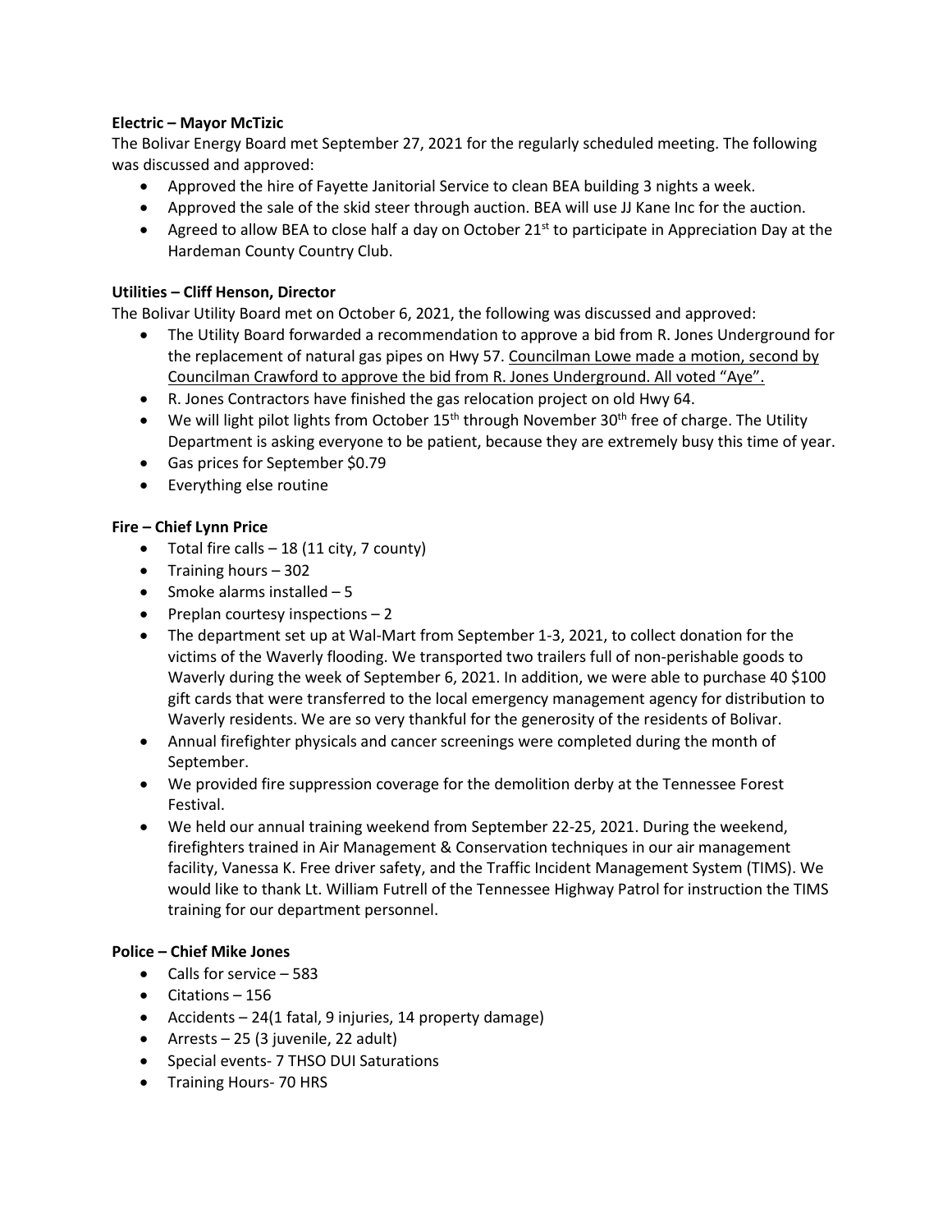**Electric – Mayor McTizic**

The Bolivar Energy Board met September 27, 2021 for the regularly scheduled meeting. The following was discussed and approved:

- Approved the hire of Fayette Janitorial Service to clean BEA building 3 nights a week.
- Approved the sale of the skid steer through auction. BEA will use JJ Kane Inc for the auction.
- Agreed to allow BEA to close half a day on October 21st to participate in Appreciation Day at the Hardeman County Country Club.

**Utilities – Cliff Henson, Director**

The Bolivar Utility Board met on October 6, 2021, the following was discussed and approved:

- The Utility Board forwarded a recommendation to approve a bid from R. Jones Underground for the replacement of natural gas pipes on Hwy 57. Councilman Lowe made a motion, second by Councilman Crawford to approve the bid from R. Jones Underground. All voted "Aye".
- R. Jones Contractors have finished the gas relocation project on old Hwy 64.
- We will light pilot lights from October 15th through November 30th free of charge. The Utility Department is asking everyone to be patient, because they are extremely busy this time of year.
- Gas prices for September $0.79
- Everything else routine

**Fire – Chief Lynn Price**

- Total fire calls – 18 (11 city, 7 county)
- Training hours – 302
- Smoke alarms installed – 5
- Preplan courtesy inspections – 2
- The department set up at Wal-Mart from September 1-3, 2021, to collect donation for the victims of the Waverly flooding. We transported two trailers full of non-perishable goods to Waverly during the week of September 6, 2021. In addition, we were able to purchase 40 $100 gift cards that were transferred to the local emergency management agency for distribution to Waverly residents. We are so very thankful for the generosity of the residents of Bolivar.
- Annual firefighter physicals and cancer screenings were completed during the month of September.
- We provided fire suppression coverage for the demolition derby at the Tennessee Forest Festival.
- We held our annual training weekend from September 22-25, 2021. During the weekend, firefighters trained in Air Management & Conservation techniques in our air management facility, Vanessa K. Free driver safety, and the Traffic Incident Management System (TIMS). We would like to thank Lt. William Futrell of the Tennessee Highway Patrol for instruction the TIMS training for our department personnel.

**Police – Chief Mike Jones**

- Calls for service – 583
- Citations – 156
- Accidents – 24(1 fatal, 9 injuries, 14 property damage)
- Arrests – 25 (3 juvenile, 22 adult)
- Special events- 7 THSO DUI Saturations
- Training Hours- 70 HRS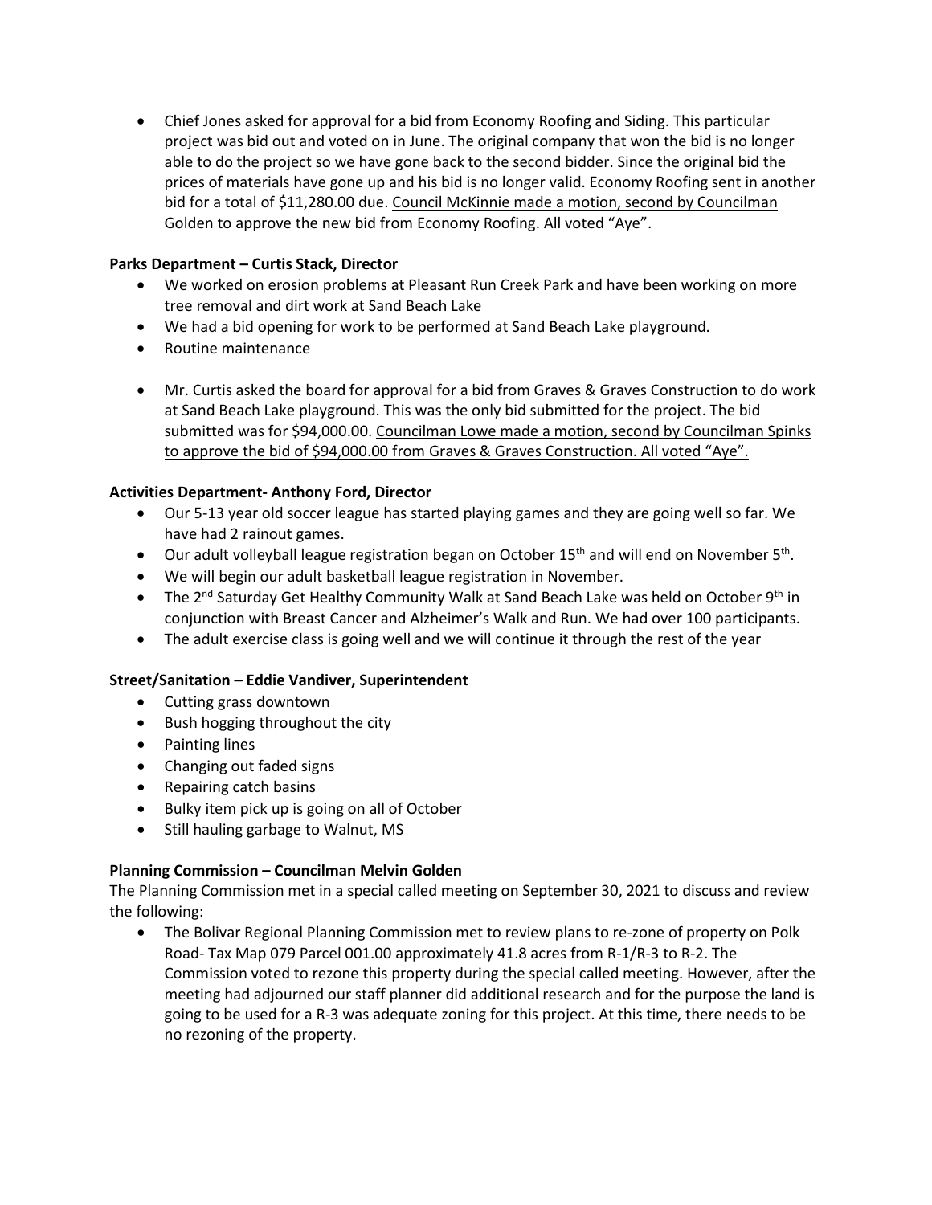- Chief Jones asked for approval for a bid from Economy Roofing and Siding. This particular project was bid out and voted on in June. The original company that won the bid is no longer able to do the project so we have gone back to the second bidder. Since the original bid the prices of materials have gone up and his bid is no longer valid. Economy Roofing sent in another bid for a total of $11,280.00 due. <u>Council McKinnie made a motion, second by Councilman Golden to approve the new bid from Economy Roofing. All voted "Aye".</u>

**Parks Department – Curtis Stack, Director**

- We worked on erosion problems at Pleasant Run Creek Park and have been working on more tree removal and dirt work at Sand Beach Lake
- We had a bid opening for work to be performed at Sand Beach Lake playground.
- Routine maintenance

- Mr. Curtis asked the board for approval for a bid from Graves & Graves Construction to do work at Sand Beach Lake playground. This was the only bid submitted for the project. The bid submitted was for $94,000.00. <u>Councilman Lowe made a motion, second by Councilman Spinks to approve the bid of $94,000.00 from Graves & Graves Construction. All voted "Aye".</u>

**Activities Department- Anthony Ford, Director**

- Our 5-13 year old soccer league has started playing games and they are going well so far. We have had 2 rainout games.
- Our adult volleyball league registration began on October 15th and will end on November 5th.
- We will begin our adult basketball league registration in November.
- The 2nd Saturday Get Healthy Community Walk at Sand Beach Lake was held on October 9th in conjunction with Breast Cancer and Alzheimer's Walk and Run. We had over 100 participants.
- The adult exercise class is going well and we will continue it through the rest of the year

**Street/Sanitation – Eddie Vandiver, Superintendent**

- Cutting grass downtown
- Bush hogging throughout the city
- Painting lines
- Changing out faded signs
- Repairing catch basins
- Bulky item pick up is going on all of October
- Still hauling garbage to Walnut, MS

**Planning Commission – Councilman Melvin Golden**

The Planning Commission met in a special called meeting on September 30, 2021 to discuss and review the following:

- The Bolivar Regional Planning Commission met to review plans to re-zone of property on Polk Road- Tax Map 079 Parcel 001.00 approximately 41.8 acres from R-1/R-3 to R-2. The Commission voted to rezone this property during the special called meeting. However, after the meeting had adjourned our staff planner did additional research and for the purpose the land is going to be used for a R-3 was adequate zoning for this project. At this time, there needs to be no rezoning of the property.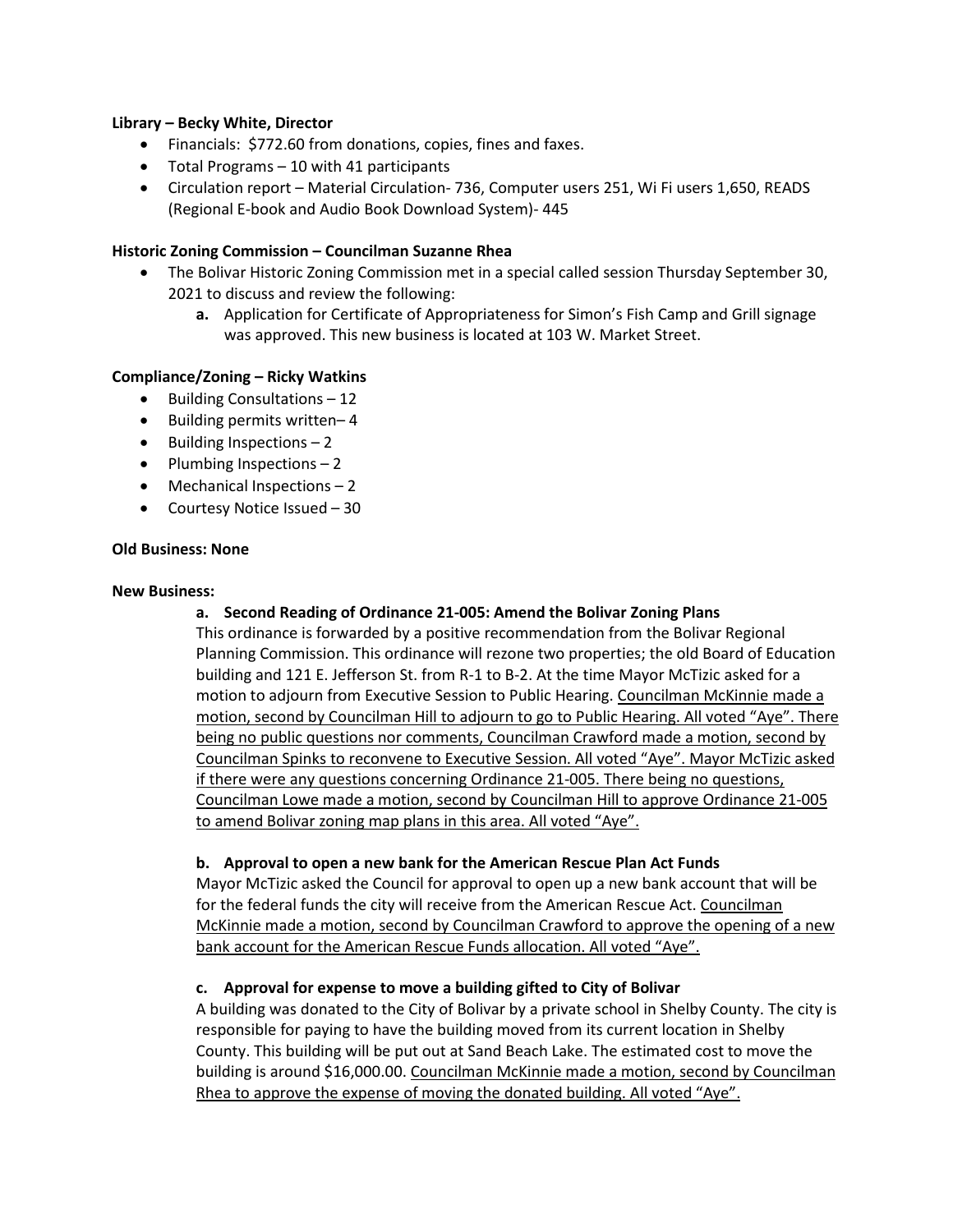**Library – Becky White, Director**

- Financials: $772.60 from donations, copies, fines and faxes.
- Total Programs – 10 with 41 participants
- Circulation report – Material Circulation- 736, Computer users 251, Wi Fi users 1,650, READS (Regional E-book and Audio Book Download System)- 445

**Historic Zoning Commission – Councilman Suzanne Rhea**

- The Bolivar Historic Zoning Commission met in a special called session Thursday September 30, 2021 to discuss and review the following:
    - **a.** Application for Certificate of Appropriateness for Simon's Fish Camp and Grill signage was approved. This new business is located at 103 W. Market Street.

**Compliance/Zoning – Ricky Watkins**

- Building Consultations – 12
- Building permits written– 4
- Building Inspections – 2
- Plumbing Inspections – 2
- Mechanical Inspections – 2
- Courtesy Notice Issued – 30

**Old Business: None**

**New Business:**

**a. Second Reading of Ordinance 21-005: Amend the Bolivar Zoning Plans**

This ordinance is forwarded by a positive recommendation from the Bolivar Regional Planning Commission. This ordinance will rezone two properties; the old Board of Education building and 121 E. Jefferson St. from R-1 to B-2. At the time Mayor McTizic asked for a motion to adjourn from Executive Session to Public Hearing. Councilman McKinnie made a motion, second by Councilman Hill to adjourn to go to Public Hearing. All voted "Aye". There being no public questions nor comments, Councilman Crawford made a motion, second by Councilman Spinks to reconvene to Executive Session. All voted "Aye". Mayor McTizic asked if there were any questions concerning Ordinance 21-005. There being no questions, Councilman Lowe made a motion, second by Councilman Hill to approve Ordinance 21-005 to amend Bolivar zoning map plans in this area. All voted "Aye".

**b. Approval to open a new bank for the American Rescue Plan Act Funds**

Mayor McTizic asked the Council for approval to open up a new bank account that will be for the federal funds the city will receive from the American Rescue Act. Councilman McKinnie made a motion, second by Councilman Crawford to approve the opening of a new bank account for the American Rescue Funds allocation. All voted "Aye".

**c. Approval for expense to move a building gifted to City of Bolivar**

A building was donated to the City of Bolivar by a private school in Shelby County. The city is responsible for paying to have the building moved from its current location in Shelby County. This building will be put out at Sand Beach Lake. The estimated cost to move the building is around $16,000.00. Councilman McKinnie made a motion, second by Councilman Rhea to approve the expense of moving the donated building. All voted "Aye".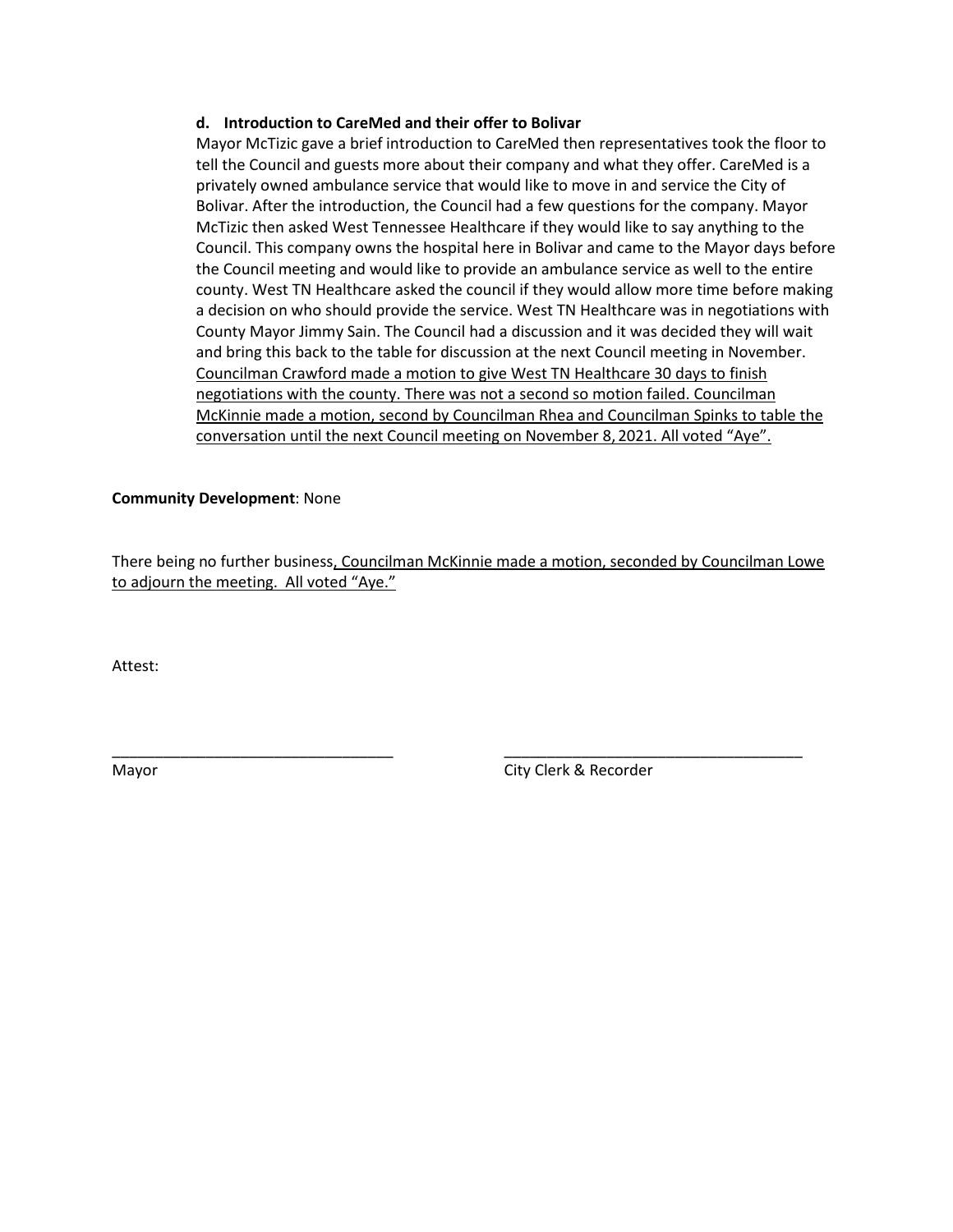**d. Introduction to CareMed and their offer to Bolivar**

Mayor McTizic gave a brief introduction to CareMed then representatives took the floor to tell the Council and guests more about their company and what they offer. CareMed is a privately owned ambulance service that would like to move in and service the City of Bolivar. After the introduction, the Council had a few questions for the company. Mayor McTizic then asked West Tennessee Healthcare if they would like to say anything to the Council. This company owns the hospital here in Bolivar and came to the Mayor days before the Council meeting and would like to provide an ambulance service as well to the entire county. West TN Healthcare asked the council if they would allow more time before making a decision on who should provide the service. West TN Healthcare was in negotiations with County Mayor Jimmy Sain. The Council had a discussion and it was decided they will wait and bring this back to the table for discussion at the next Council meeting in November. <u>Councilman Crawford made a motion to give West TN Healthcare 30 days to finish negotiations with the county. There was not a second so motion failed. Councilman McKinnie made a motion, second by Councilman Rhea and Councilman Spinks to table the conversation until the next Council meeting on November 8, 2021. All voted "Aye".</u>

**Community Development**: None

There being no further business<u>, Councilman McKinnie made a motion, seconded by Councilman Lowe to adjourn the meeting. All voted "Aye."</u>

Attest:

_________________________________ ____________________________________

Mayor City Clerk & Recorder